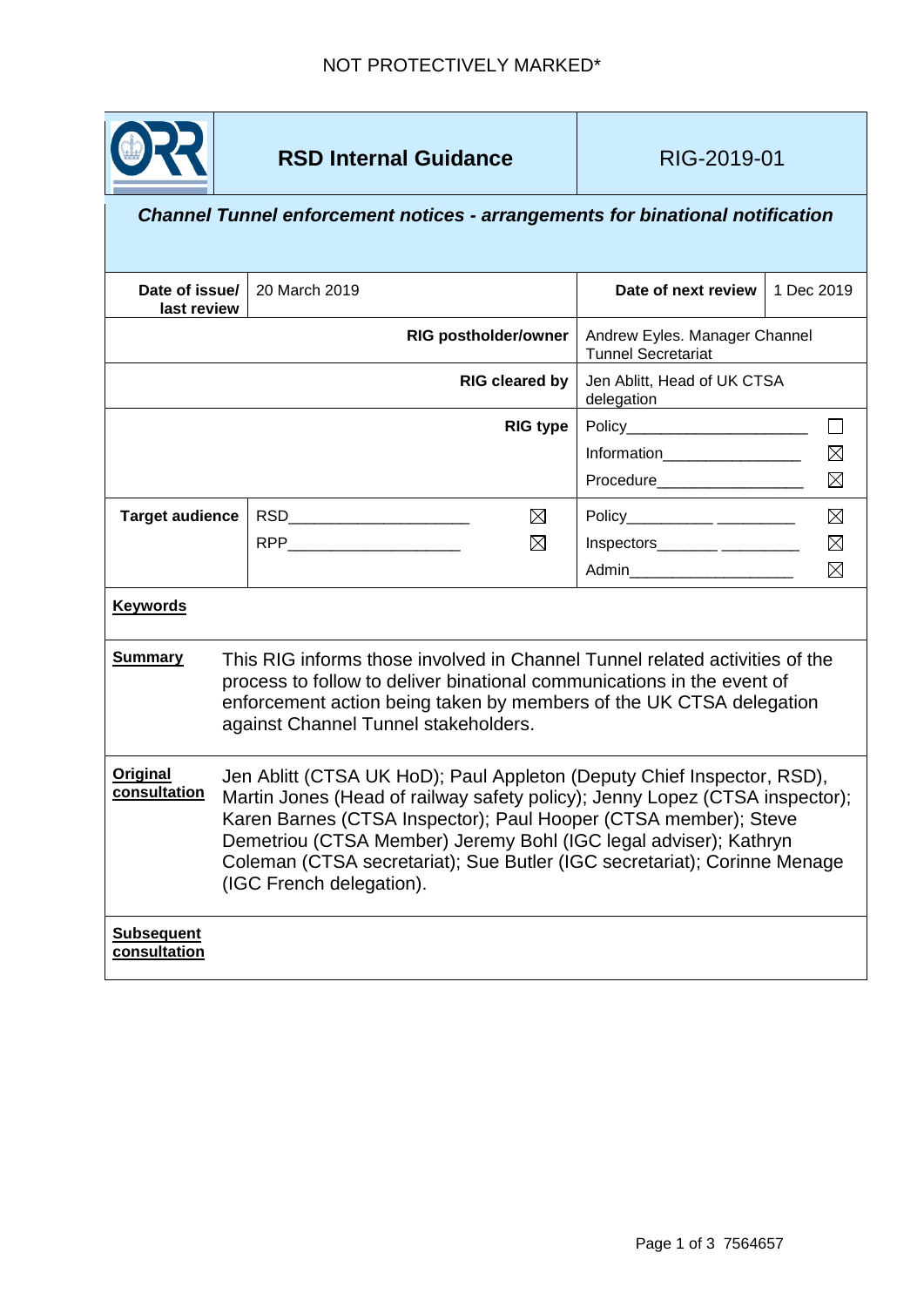NOT PROTECTIVELY MARKED*

| | **RSD Internal Guidance** | RIG-2019-01 |
|---|---|---|

***Channel Tunnel enforcement notices - arrangements for binational notification***

| **Date of issue/ last review** | 20 March 2019 | **Date of next review** | 1 Dec 2019 |
|---|---|---|---|
| **RIG postholder/owner** | | Andrew Eyles. Manager Channel Tunnel Secretariat | |
| **RIG cleared by** | | Jen Ablitt, Head of UK CTSA delegation | |
| **RIG type** | | Policy ☐<br>Information ☒<br>Procedure ☒ | |
| **Target audience** | RSD ☒<br>RPP ☒ | Policy ☒<br>Inspectors ☒<br>Admin ☒ | |

**Keywords**

**Summary**

This RIG informs those involved in Channel Tunnel related activities of the process to follow to deliver binational communications in the event of enforcement action being taken by members of the UK CTSA delegation against Channel Tunnel stakeholders.

**Original consultation**

Jen Ablitt (CTSA UK HoD); Paul Appleton (Deputy Chief Inspector, RSD), Martin Jones (Head of railway safety policy); Jenny Lopez (CTSA inspector); Karen Barnes (CTSA Inspector); Paul Hooper (CTSA member); Steve Demetriou (CTSA Member) Jeremy Bohl (IGC legal adviser); Kathryn Coleman (CTSA secretariat); Sue Butler (IGC secretariat); Corinne Menage (IGC French delegation).

**Subsequent consultation**

7564657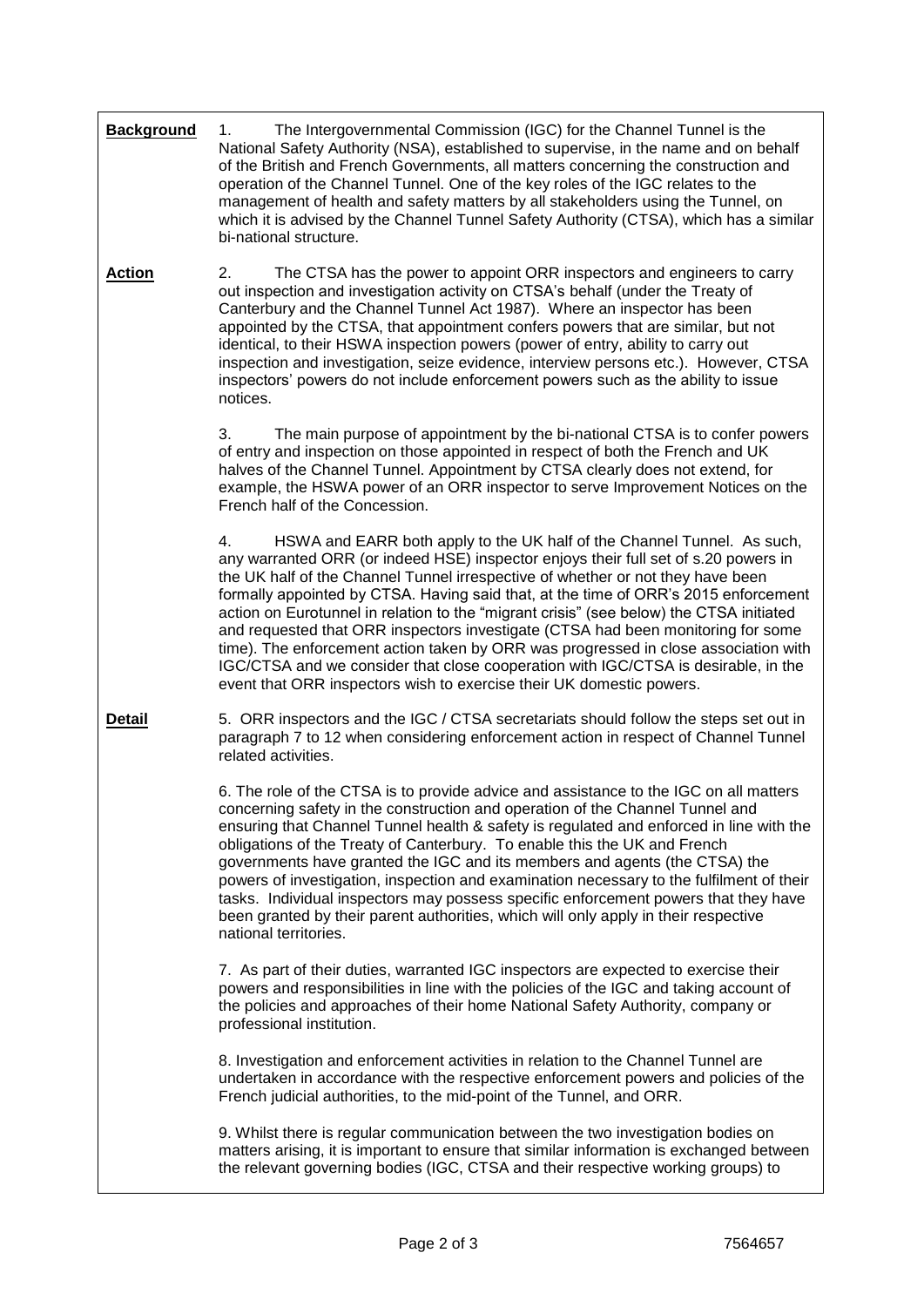**Background**

1. The Intergovernmental Commission (IGC) for the Channel Tunnel is the National Safety Authority (NSA), established to supervise, in the name and on behalf of the British and French Governments, all matters concerning the construction and operation of the Channel Tunnel. One of the key roles of the IGC relates to the management of health and safety matters by all stakeholders using the Tunnel, on which it is advised by the Channel Tunnel Safety Authority (CTSA), which has a similar bi-national structure.

**Action**

2. The CTSA has the power to appoint ORR inspectors and engineers to carry out inspection and investigation activity on CTSA's behalf (under the Treaty of Canterbury and the Channel Tunnel Act 1987). Where an inspector has been appointed by the CTSA, that appointment confers powers that are similar, but not identical, to their HSWA inspection powers (power of entry, ability to carry out inspection and investigation, seize evidence, interview persons etc.). However, CTSA inspectors' powers do not include enforcement powers such as the ability to issue notices.

3. The main purpose of appointment by the bi-national CTSA is to confer powers of entry and inspection on those appointed in respect of both the French and UK halves of the Channel Tunnel. Appointment by CTSA clearly does not extend, for example, the HSWA power of an ORR inspector to serve Improvement Notices on the French half of the Concession.

4. HSWA and EARR both apply to the UK half of the Channel Tunnel. As such, any warranted ORR (or indeed HSE) inspector enjoys their full set of s.20 powers in the UK half of the Channel Tunnel irrespective of whether or not they have been formally appointed by CTSA. Having said that, at the time of ORR's 2015 enforcement action on Eurotunnel in relation to the "migrant crisis" (see below) the CTSA initiated and requested that ORR inspectors investigate (CTSA had been monitoring for some time). The enforcement action taken by ORR was progressed in close association with IGC/CTSA and we consider that close cooperation with IGC/CTSA is desirable, in the event that ORR inspectors wish to exercise their UK domestic powers.

**Detail**

5. ORR inspectors and the IGC / CTSA secretariats should follow the steps set out in paragraph 7 to 12 when considering enforcement action in respect of Channel Tunnel related activities.

6. The role of the CTSA is to provide advice and assistance to the IGC on all matters concerning safety in the construction and operation of the Channel Tunnel and ensuring that Channel Tunnel health & safety is regulated and enforced in line with the obligations of the Treaty of Canterbury. To enable this the UK and French governments have granted the IGC and its members and agents (the CTSA) the powers of investigation, inspection and examination necessary to the fulfilment of their tasks. Individual inspectors may possess specific enforcement powers that they have been granted by their parent authorities, which will only apply in their respective national territories.

7. As part of their duties, warranted IGC inspectors are expected to exercise their powers and responsibilities in line with the policies of the IGC and taking account of the policies and approaches of their home National Safety Authority, company or professional institution.

8. Investigation and enforcement activities in relation to the Channel Tunnel are undertaken in accordance with the respective enforcement powers and policies of the French judicial authorities, to the mid-point of the Tunnel, and ORR.

9. Whilst there is regular communication between the two investigation bodies on matters arising, it is important to ensure that similar information is exchanged between the relevant governing bodies (IGC, CTSA and their respective working groups) to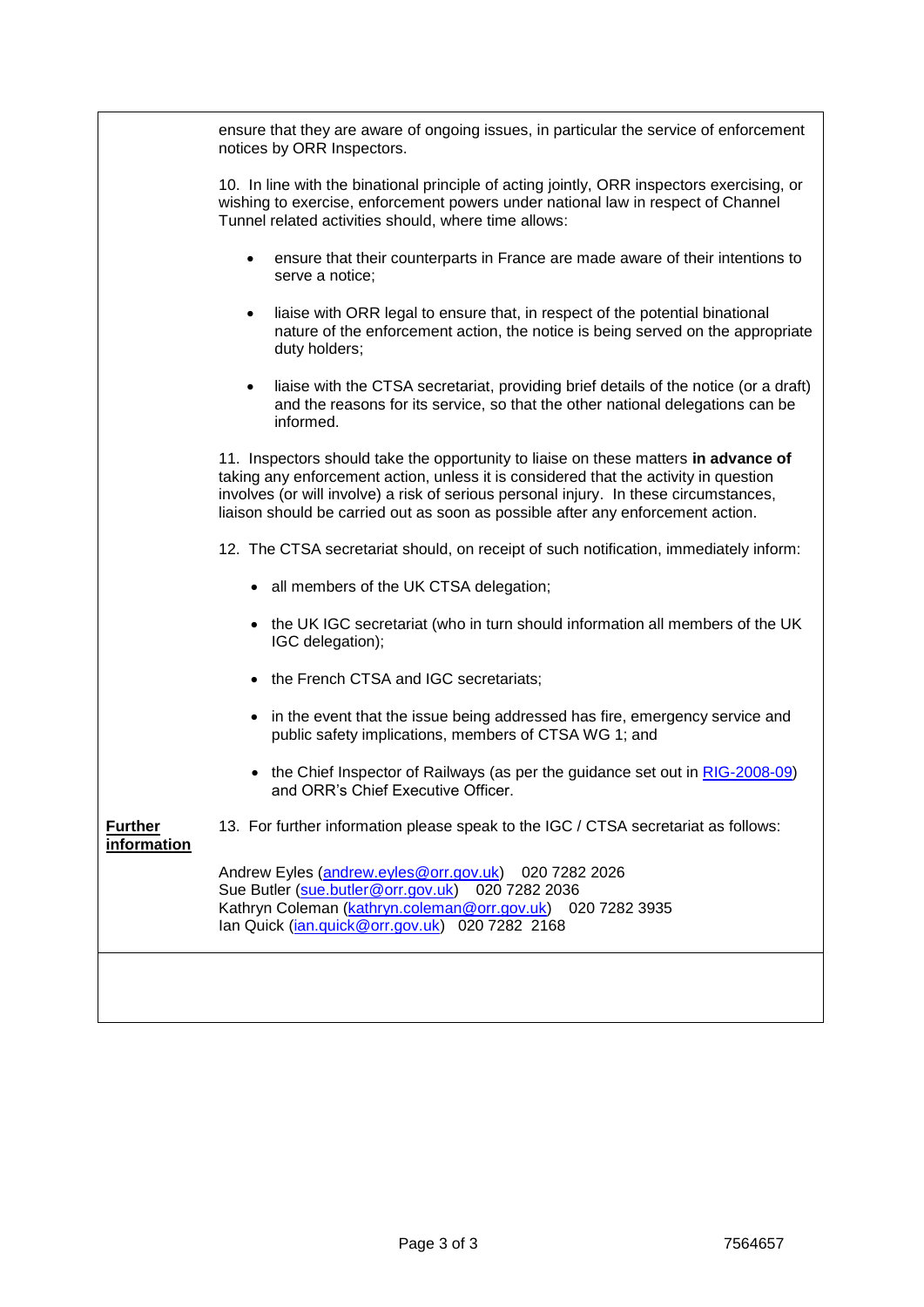ensure that they are aware of ongoing issues, in particular the service of enforcement notices by ORR Inspectors.

10. In line with the binational principle of acting jointly, ORR inspectors exercising, or wishing to exercise, enforcement powers under national law in respect of Channel Tunnel related activities should, where time allows:

- ensure that their counterparts in France are made aware of their intentions to serve a notice;
- liaise with ORR legal to ensure that, in respect of the potential binational nature of the enforcement action, the notice is being served on the appropriate duty holders;
- liaise with the CTSA secretariat, providing brief details of the notice (or a draft) and the reasons for its service, so that the other national delegations can be informed.

11. Inspectors should take the opportunity to liaise on these matters **in advance of** taking any enforcement action, unless it is considered that the activity in question involves (or will involve) a risk of serious personal injury. In these circumstances, liaison should be carried out as soon as possible after any enforcement action.

12. The CTSA secretariat should, on receipt of such notification, immediately inform:

- all members of the UK CTSA delegation;
- the UK IGC secretariat (who in turn should information all members of the UK IGC delegation);
- the French CTSA and IGC secretariats;
- in the event that the issue being addressed has fire, emergency service and public safety implications, members of CTSA WG 1; and
- the Chief Inspector of Railways (as per the guidance set out in RIG-2008-09) and ORR's Chief Executive Officer.

**Further information**

13. For further information please speak to the IGC / CTSA secretariat as follows:

Andrew Eyles (andrew.eyles@orr.gov.uk) 020 7282 2026
Sue Butler (sue.butler@orr.gov.uk) 020 7282 2036
Kathryn Coleman (kathryn.coleman@orr.gov.uk) 020 7282 3935
Ian Quick (ian.quick@orr.gov.uk) 020 7282 2168